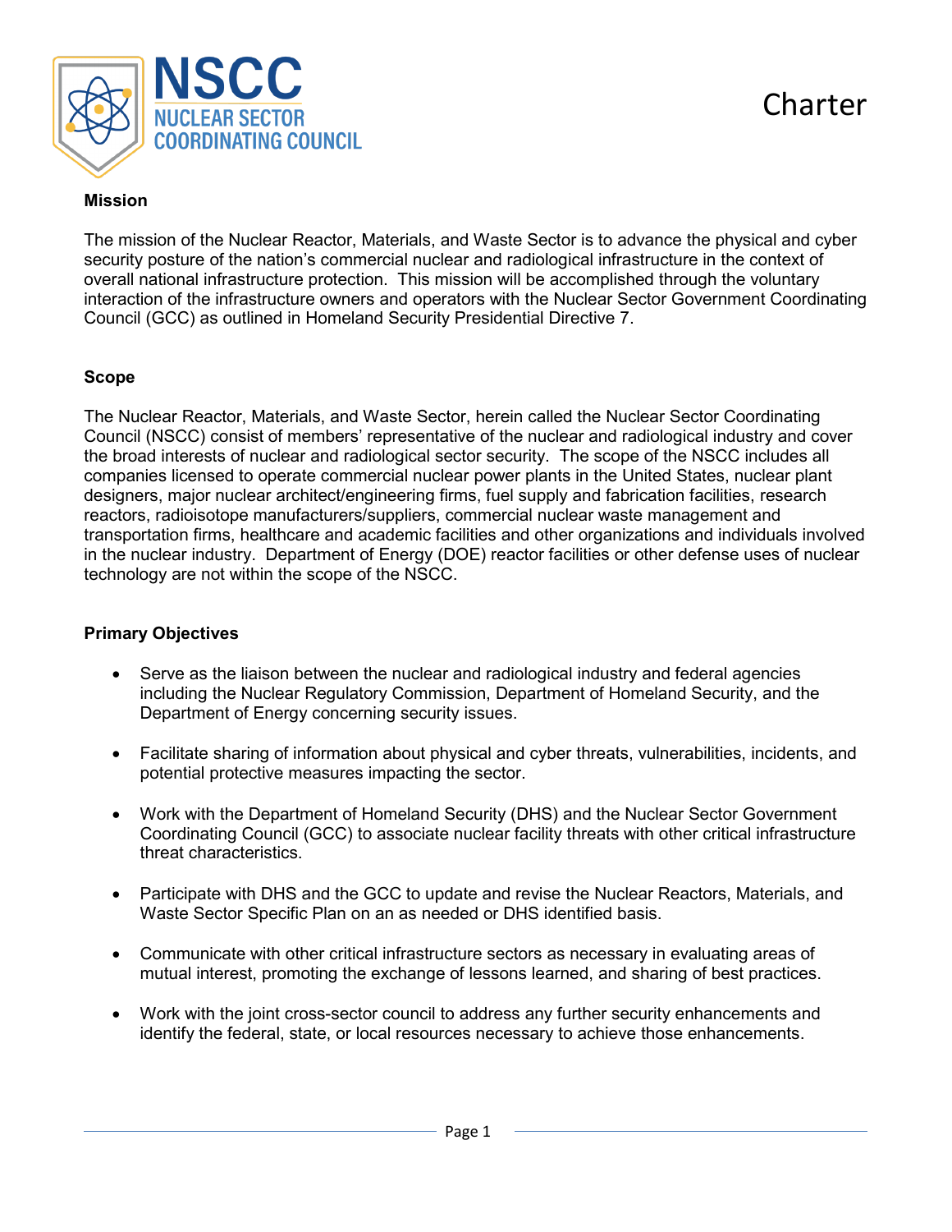# NSCC NUCLEAR SECTOR COORDINATING COUNCIL

# Charter

## Mission

The mission of the Nuclear Reactor, Materials, and Waste Sector is to advance the physical and cyber security posture of the nation's commercial nuclear and radiological infrastructure in the context of overall national infrastructure protection. This mission will be accomplished through the voluntary interaction of the infrastructure owners and operators with the Nuclear Sector Government Coordinating Council (GCC) as outlined in Homeland Security Presidential Directive 7.

## Scope

The Nuclear Reactor, Materials, and Waste Sector, herein called the Nuclear Sector Coordinating Council (NSCC) consist of members' representative of the nuclear and radiological industry and cover the broad interests of nuclear and radiological sector security. The scope of the NSCC includes all companies licensed to operate commercial nuclear power plants in the United States, nuclear plant designers, major nuclear architect/engineering firms, fuel supply and fabrication facilities, research reactors, radioisotope manufacturers/suppliers, commercial nuclear waste management and transportation firms, healthcare and academic facilities and other organizations and individuals involved in the nuclear industry. Department of Energy (DOE) reactor facilities or other defense uses of nuclear technology are not within the scope of the NSCC.

## Primary Objectives

- Serve as the liaison between the nuclear and radiological industry and federal agencies including the Nuclear Regulatory Commission, Department of Homeland Security, and the Department of Energy concerning security issues.
- Facilitate sharing of information about physical and cyber threats, vulnerabilities, incidents, and potential protective measures impacting the sector.
- Work with the Department of Homeland Security (DHS) and the Nuclear Sector Government Coordinating Council (GCC) to associate nuclear facility threats with other critical infrastructure threat characteristics.
- Participate with DHS and the GCC to update and revise the Nuclear Reactors, Materials, and Waste Sector Specific Plan on an as needed or DHS identified basis.
- Communicate with other critical infrastructure sectors as necessary in evaluating areas of mutual interest, promoting the exchange of lessons learned, and sharing of best practices.
- Work with the joint cross-sector council to address any further security enhancements and identify the federal, state, or local resources necessary to achieve those enhancements.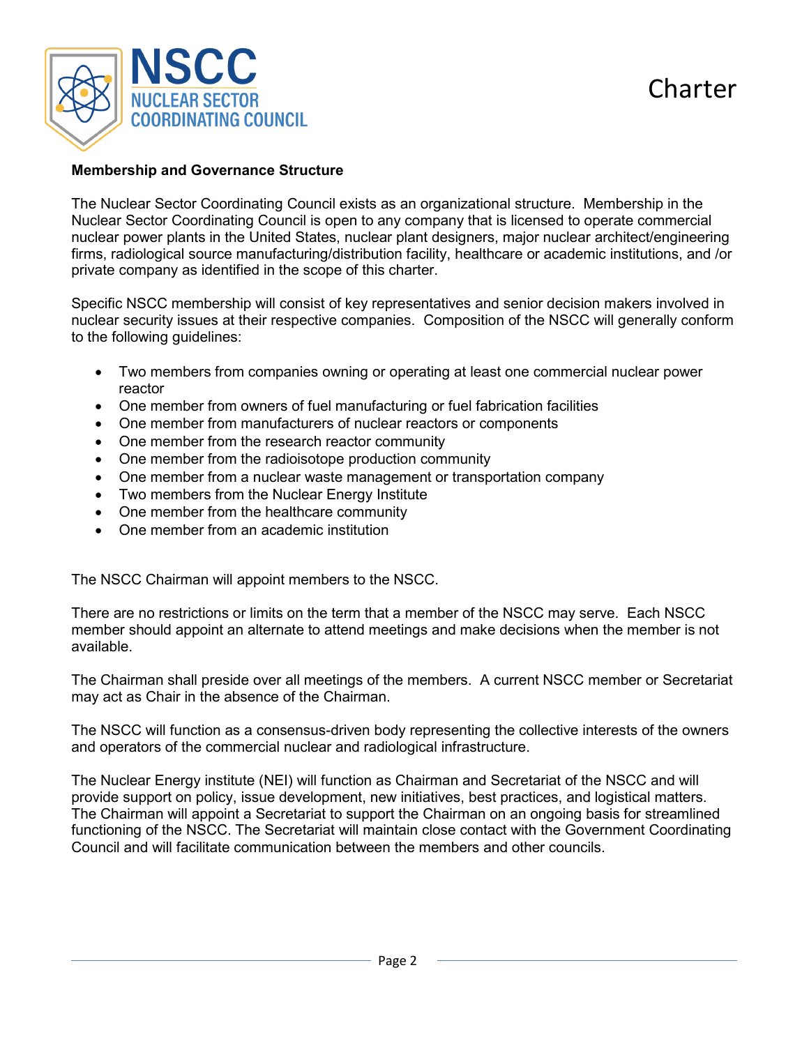## Membership and Governance Structure

The Nuclear Sector Coordinating Council exists as an organizational structure. Membership in the Nuclear Sector Coordinating Council is open to any company that is licensed to operate commercial nuclear power plants in the United States, nuclear plant designers, major nuclear architect/engineering firms, radiological source manufacturing/distribution facility, healthcare or academic institutions, and /or private company as identified in the scope of this charter.

Specific NSCC membership will consist of key representatives and senior decision makers involved in nuclear security issues at their respective companies. Composition of the NSCC will generally conform to the following guidelines:

- Two members from companies owning or operating at least one commercial nuclear power reactor
- One member from owners of fuel manufacturing or fuel fabrication facilities
- One member from manufacturers of nuclear reactors or components
- One member from the research reactor community
- One member from the radioisotope production community
- One member from a nuclear waste management or transportation company
- Two members from the Nuclear Energy Institute
- One member from the healthcare community
- One member from an academic institution

The NSCC Chairman will appoint members to the NSCC.

There are no restrictions or limits on the term that a member of the NSCC may serve. Each NSCC member should appoint an alternate to attend meetings and make decisions when the member is not available.

The Chairman shall preside over all meetings of the members. A current NSCC member or Secretariat may act as Chair in the absence of the Chairman.

The NSCC will function as a consensus-driven body representing the collective interests of the owners and operators of the commercial nuclear and radiological infrastructure.

The Nuclear Energy institute (NEI) will function as Chairman and Secretariat of the NSCC and will provide support on policy, issue development, new initiatives, best practices, and logistical matters. The Chairman will appoint a Secretariat to support the Chairman on an ongoing basis for streamlined functioning of the NSCC. The Secretariat will maintain close contact with the Government Coordinating Council and will facilitate communication between the members and other councils.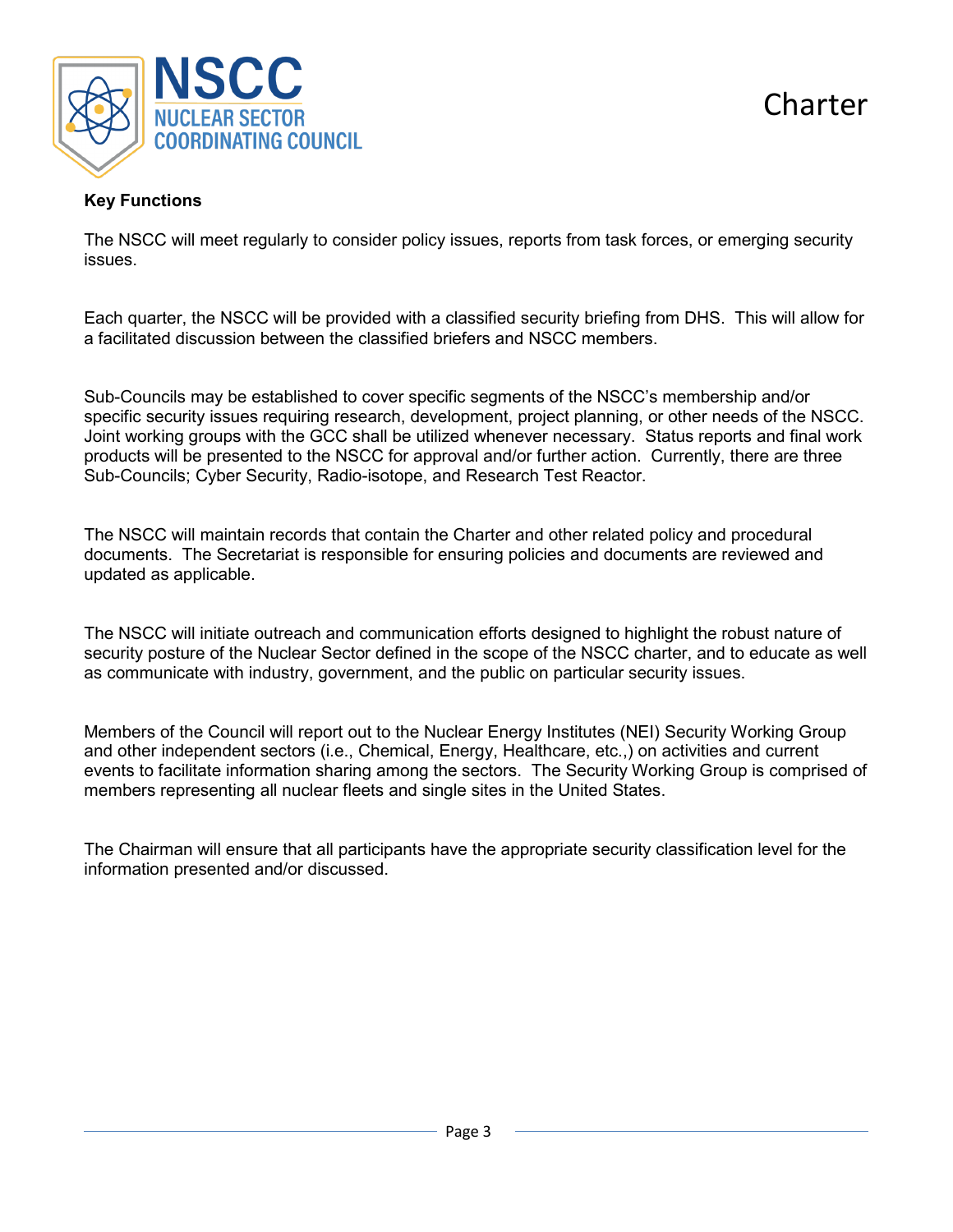### Key Functions

The NSCC will meet regularly to consider policy issues, reports from task forces, or emerging security issues.

Each quarter, the NSCC will be provided with a classified security briefing from DHS. This will allow for a facilitated discussion between the classified briefers and NSCC members.

Sub-Councils may be established to cover specific segments of the NSCC's membership and/or specific security issues requiring research, development, project planning, or other needs of the NSCC. Joint working groups with the GCC shall be utilized whenever necessary. Status reports and final work products will be presented to the NSCC for approval and/or further action. Currently, there are three Sub-Councils; Cyber Security, Radio-isotope, and Research Test Reactor.

The NSCC will maintain records that contain the Charter and other related policy and procedural documents. The Secretariat is responsible for ensuring policies and documents are reviewed and updated as applicable.

The NSCC will initiate outreach and communication efforts designed to highlight the robust nature of security posture of the Nuclear Sector defined in the scope of the NSCC charter, and to educate as well as communicate with industry, government, and the public on particular security issues.

Members of the Council will report out to the Nuclear Energy Institutes (NEI) Security Working Group and other independent sectors (i.e., Chemical, Energy, Healthcare, etc.,) on activities and current events to facilitate information sharing among the sectors. The Security Working Group is comprised of members representing all nuclear fleets and single sites in the United States.

The Chairman will ensure that all participants have the appropriate security classification level for the information presented and/or discussed.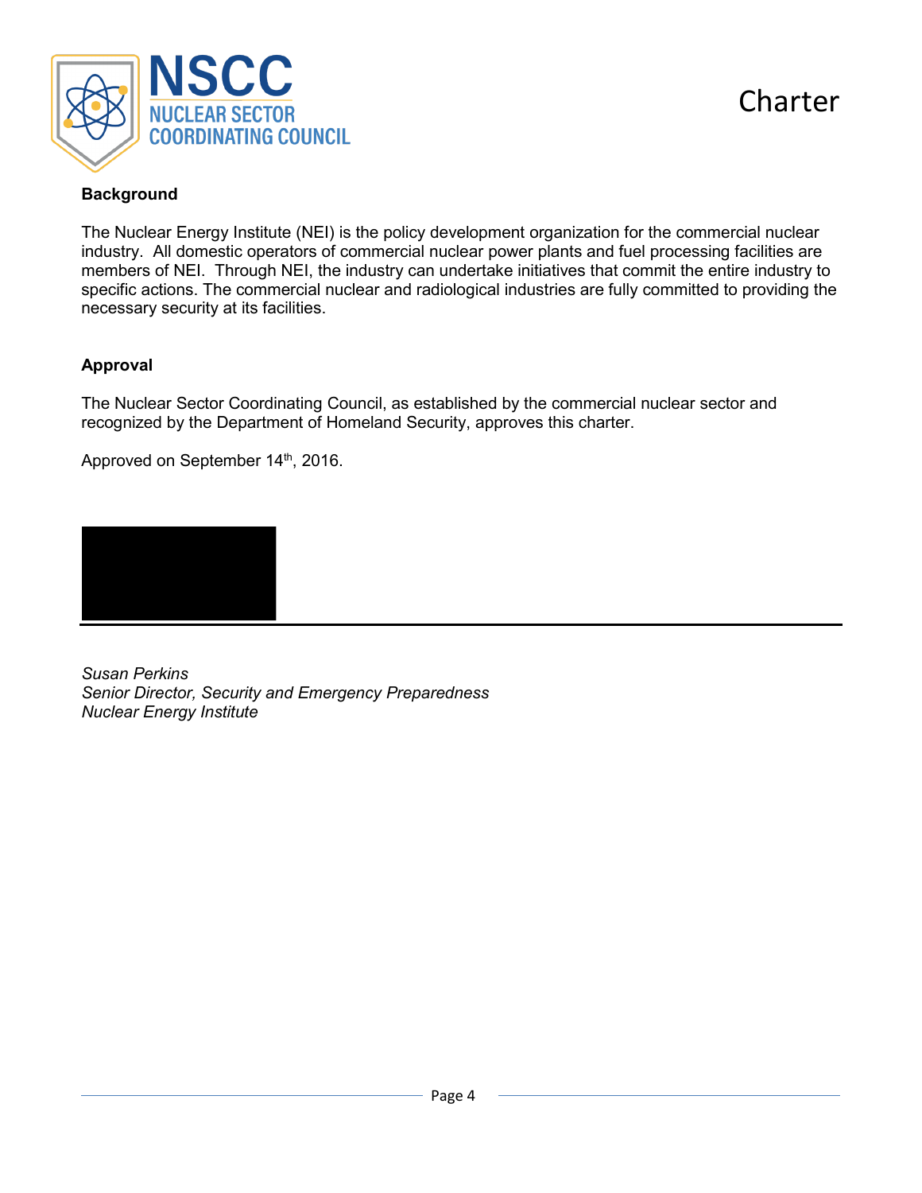## Background

The Nuclear Energy Institute (NEI) is the policy development organization for the commercial nuclear industry. All domestic operators of commercial nuclear power plants and fuel processing facilities are members of NEI. Through NEI, the industry can undertake initiatives that commit the entire industry to specific actions. The commercial nuclear and radiological industries are fully committed to providing the necessary security at its facilities.

## Approval

The Nuclear Sector Coordinating Council, as established by the commercial nuclear sector and recognized by the Department of Homeland Security, approves this charter.

Approved on September 14th, 2016.

*Susan Perkins*
*Senior Director, Security and Emergency Preparedness*
*Nuclear Energy Institute*